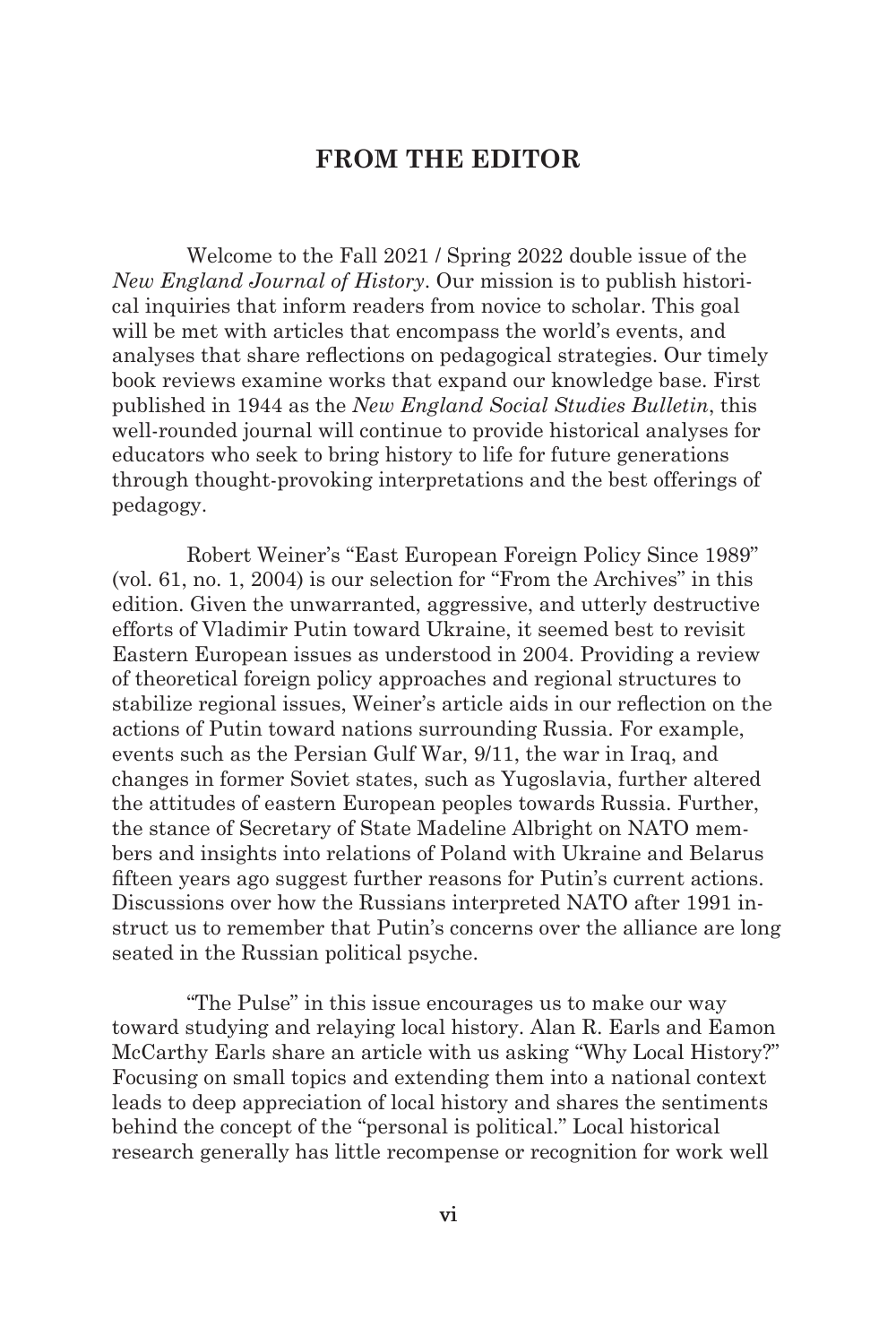## FROM THE EDITOR

Welcome to the Fall 2021 / Spring 2022 double issue of the *New England Journal of History*. Our mission is to publish historical inquiries that inform readers from novice to scholar. This goal will be met with articles that encompass the world's events, and analyses that share reflections on pedagogical strategies. Our timely book reviews examine works that expand our knowledge base. First published in 1944 as the *New England Social Studies Bulletin*, this well-rounded journal will continue to provide historical analyses for educators who seek to bring history to life for future generations through thought-provoking interpretations and the best offerings of pedagogy.

Robert Weiner's "East European Foreign Policy Since 1989" (vol. 61, no. 1, 2004) is our selection for "From the Archives" in this edition. Given the unwarranted, aggressive, and utterly destructive efforts of Vladimir Putin toward Ukraine, it seemed best to revisit Eastern European issues as understood in 2004. Providing a review of theoretical foreign policy approaches and regional structures to stabilize regional issues, Weiner's article aids in our reflection on the actions of Putin toward nations surrounding Russia. For example, events such as the Persian Gulf War, 9/11, the war in Iraq, and changes in former Soviet states, such as Yugoslavia, further altered the attitudes of eastern European peoples towards Russia. Further, the stance of Secretary of State Madeline Albright on NATO members and insights into relations of Poland with Ukraine and Belarus fifteen years ago suggest further reasons for Putin's current actions. Discussions over how the Russians interpreted NATO after 1991 instruct us to remember that Putin's concerns over the alliance are long seated in the Russian political psyche.

"The Pulse" in this issue encourages us to make our way toward studying and relaying local history. Alan R. Earls and Eamon McCarthy Earls share an article with us asking "Why Local History?" Focusing on small topics and extending them into a national context leads to deep appreciation of local history and shares the sentiments behind the concept of the "personal is political." Local historical research generally has little recompense or recognition for work well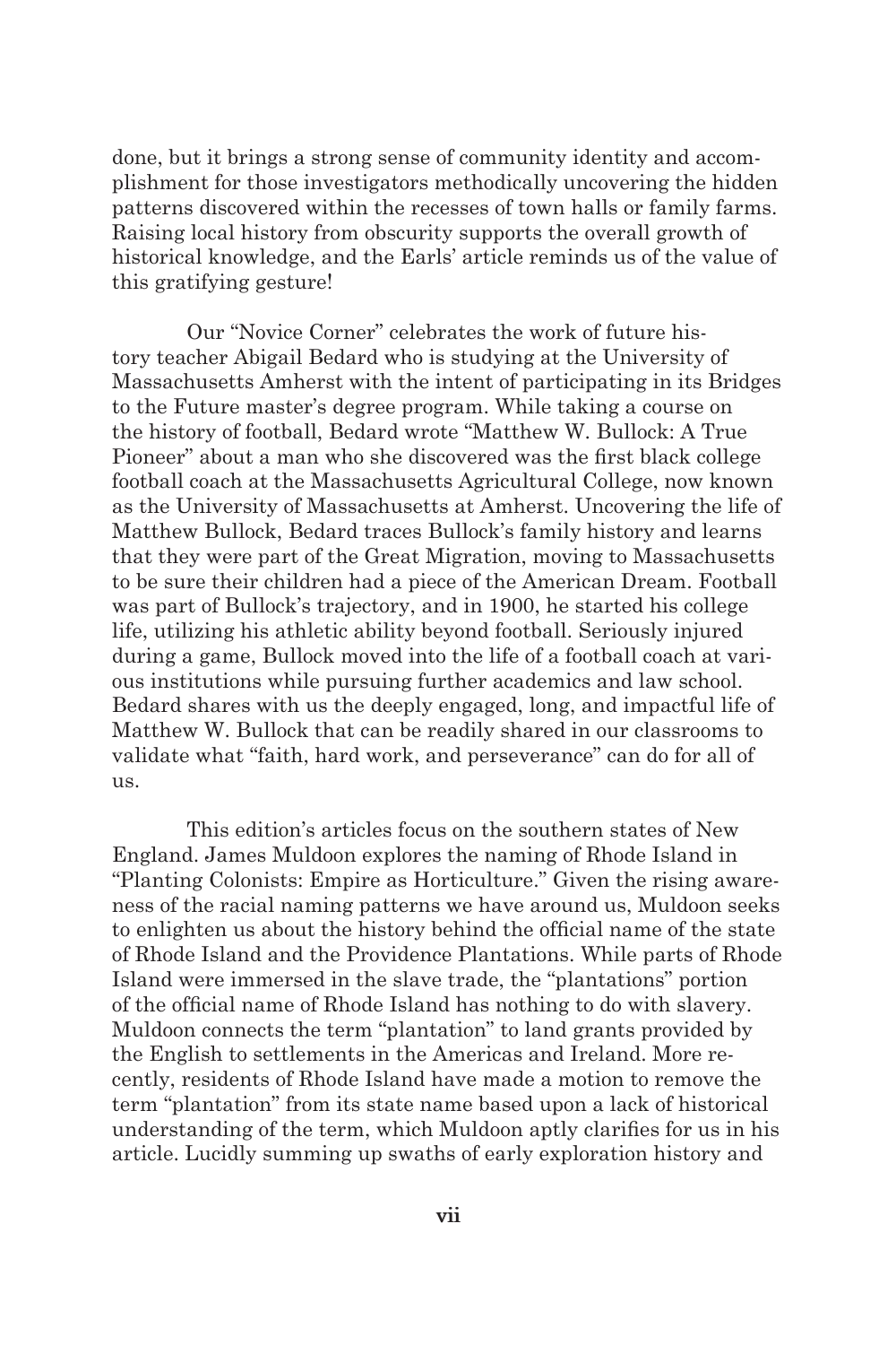done, but it brings a strong sense of community identity and accomplishment for those investigators methodically uncovering the hidden patterns discovered within the recesses of town halls or family farms. Raising local history from obscurity supports the overall growth of historical knowledge, and the Earls' article reminds us of the value of this gratifying gesture!

Our "Novice Corner" celebrates the work of future history teacher Abigail Bedard who is studying at the University of Massachusetts Amherst with the intent of participating in its Bridges to the Future master's degree program. While taking a course on the history of football, Bedard wrote "Matthew W. Bullock: A True Pioneer" about a man who she discovered was the first black college football coach at the Massachusetts Agricultural College, now known as the University of Massachusetts at Amherst. Uncovering the life of Matthew Bullock, Bedard traces Bullock's family history and learns that they were part of the Great Migration, moving to Massachusetts to be sure their children had a piece of the American Dream. Football was part of Bullock's trajectory, and in 1900, he started his college life, utilizing his athletic ability beyond football. Seriously injured during a game, Bullock moved into the life of a football coach at various institutions while pursuing further academics and law school. Bedard shares with us the deeply engaged, long, and impactful life of Matthew W. Bullock that can be readily shared in our classrooms to validate what "faith, hard work, and perseverance" can do for all of us.

This edition's articles focus on the southern states of New England. James Muldoon explores the naming of Rhode Island in "Planting Colonists: Empire as Horticulture." Given the rising awareness of the racial naming patterns we have around us, Muldoon seeks to enlighten us about the history behind the official name of the state of Rhode Island and the Providence Plantations. While parts of Rhode Island were immersed in the slave trade, the "plantations" portion of the official name of Rhode Island has nothing to do with slavery. Muldoon connects the term "plantation" to land grants provided by the English to settlements in the Americas and Ireland. More recently, residents of Rhode Island have made a motion to remove the term "plantation" from its state name based upon a lack of historical understanding of the term, which Muldoon aptly clarifies for us in his article. Lucidly summing up swaths of early exploration history and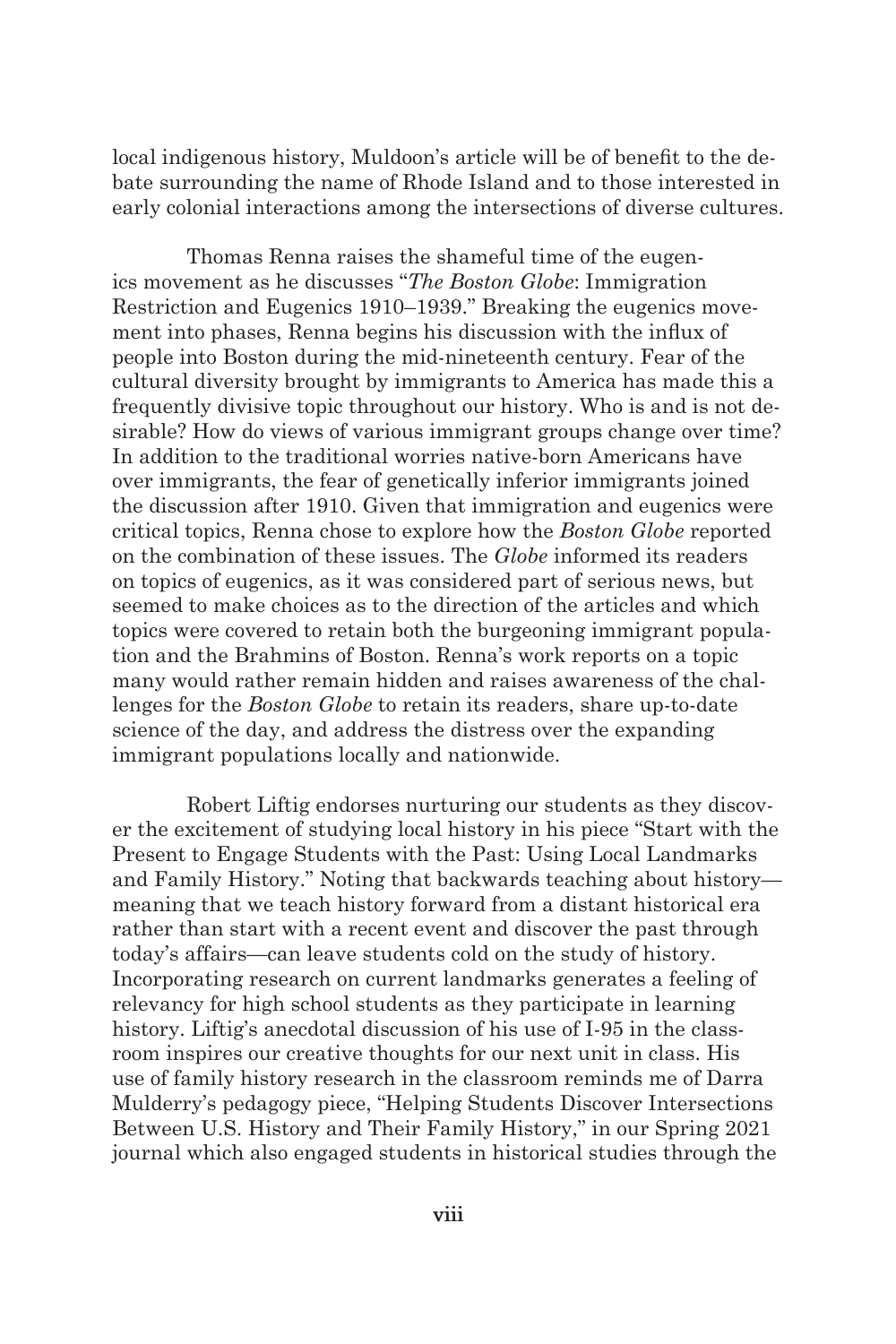local indigenous history, Muldoon's article will be of benefit to the debate surrounding the name of Rhode Island and to those interested in early colonial interactions among the intersections of diverse cultures.

Thomas Renna raises the shameful time of the eugenics movement as he discusses "*The Boston Globe*: Immigration Restriction and Eugenics 1910–1939." Breaking the eugenics movement into phases, Renna begins his discussion with the influx of people into Boston during the mid-nineteenth century. Fear of the cultural diversity brought by immigrants to America has made this a frequently divisive topic throughout our history. Who is and is not desirable? How do views of various immigrant groups change over time? In addition to the traditional worries native-born Americans have over immigrants, the fear of genetically inferior immigrants joined the discussion after 1910. Given that immigration and eugenics were critical topics, Renna chose to explore how the *Boston Globe* reported on the combination of these issues. The *Globe* informed its readers on topics of eugenics, as it was considered part of serious news, but seemed to make choices as to the direction of the articles and which topics were covered to retain both the burgeoning immigrant population and the Brahmins of Boston. Renna's work reports on a topic many would rather remain hidden and raises awareness of the challenges for the *Boston Globe* to retain its readers, share up-to-date science of the day, and address the distress over the expanding immigrant populations locally and nationwide.

Robert Liftig endorses nurturing our students as they discover the excitement of studying local history in his piece "Start with the Present to Engage Students with the Past: Using Local Landmarks and Family History." Noting that backwards teaching about history—meaning that we teach history forward from a distant historical era rather than start with a recent event and discover the past through today's affairs—can leave students cold on the study of history. Incorporating research on current landmarks generates a feeling of relevancy for high school students as they participate in learning history. Liftig's anecdotal discussion of his use of I-95 in the classroom inspires our creative thoughts for our next unit in class. His use of family history research in the classroom reminds me of Darra Mulderry's pedagogy piece, "Helping Students Discover Intersections Between U.S. History and Their Family History," in our Spring 2021 journal which also engaged students in historical studies through the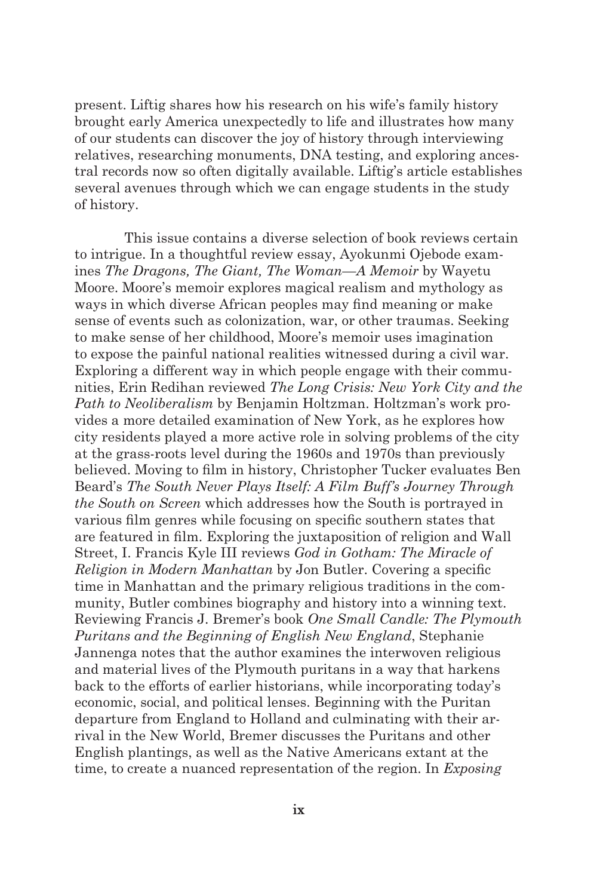present. Liftig shares how his research on his wife's family history brought early America unexpectedly to life and illustrates how many of our students can discover the joy of history through interviewing relatives, researching monuments, DNA testing, and exploring ancestral records now so often digitally available. Liftig's article establishes several avenues through which we can engage students in the study of history.

This issue contains a diverse selection of book reviews certain to intrigue. In a thoughtful review essay, Ayokunmi Ojebode examines *The Dragons, The Giant, The Woman—A Memoir* by Wayetu Moore. Moore's memoir explores magical realism and mythology as ways in which diverse African peoples may find meaning or make sense of events such as colonization, war, or other traumas. Seeking to make sense of her childhood, Moore's memoir uses imagination to expose the painful national realities witnessed during a civil war. Exploring a different way in which people engage with their communities, Erin Redihan reviewed *The Long Crisis: New York City and the Path to Neoliberalism* by Benjamin Holtzman. Holtzman's work provides a more detailed examination of New York, as he explores how city residents played a more active role in solving problems of the city at the grass-roots level during the 1960s and 1970s than previously believed. Moving to film in history, Christopher Tucker evaluates Ben Beard's *The South Never Plays Itself: A Film Buff's Journey Through the South on Screen* which addresses how the South is portrayed in various film genres while focusing on specific southern states that are featured in film. Exploring the juxtaposition of religion and Wall Street, I. Francis Kyle III reviews *God in Gotham: The Miracle of Religion in Modern Manhattan* by Jon Butler. Covering a specific time in Manhattan and the primary religious traditions in the community, Butler combines biography and history into a winning text. Reviewing Francis J. Bremer's book *One Small Candle: The Plymouth Puritans and the Beginning of English New England*, Stephanie Jannenga notes that the author examines the interwoven religious and material lives of the Plymouth puritans in a way that harkens back to the efforts of earlier historians, while incorporating today's economic, social, and political lenses. Beginning with the Puritan departure from England to Holland and culminating with their arrival in the New World, Bremer discusses the Puritans and other English plantings, as well as the Native Americans extant at the time, to create a nuanced representation of the region. In *Exposing*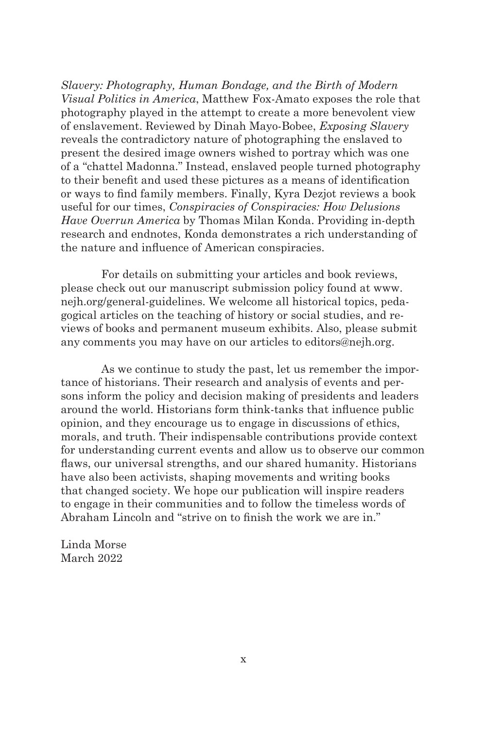*Slavery: Photography, Human Bondage, and the Birth of Modern Visual Politics in America*, Matthew Fox-Amato exposes the role that photography played in the attempt to create a more benevolent view of enslavement. Reviewed by Dinah Mayo-Bobee, *Exposing Slavery* reveals the contradictory nature of photographing the enslaved to present the desired image owners wished to portray which was one of a "chattel Madonna." Instead, enslaved people turned photography to their benefit and used these pictures as a means of identification or ways to find family members. Finally, Kyra Dezjot reviews a book useful for our times, *Conspiracies of Conspiracies: How Delusions Have Overrun America* by Thomas Milan Konda. Providing in-depth research and endnotes, Konda demonstrates a rich understanding of the nature and influence of American conspiracies.

For details on submitting your articles and book reviews, please check out our manuscript submission policy found at www.nejh.org/general-guidelines. We welcome all historical topics, pedagogical articles on the teaching of history or social studies, and reviews of books and permanent museum exhibits. Also, please submit any comments you may have on our articles to editors@nejh.org.

As we continue to study the past, let us remember the importance of historians. Their research and analysis of events and persons inform the policy and decision making of presidents and leaders around the world. Historians form think-tanks that influence public opinion, and they encourage us to engage in discussions of ethics, morals, and truth. Their indispensable contributions provide context for understanding current events and allow us to observe our common flaws, our universal strengths, and our shared humanity. Historians have also been activists, shaping movements and writing books that changed society. We hope our publication will inspire readers to engage in their communities and to follow the timeless words of Abraham Lincoln and "strive on to finish the work we are in."

Linda Morse
March 2022